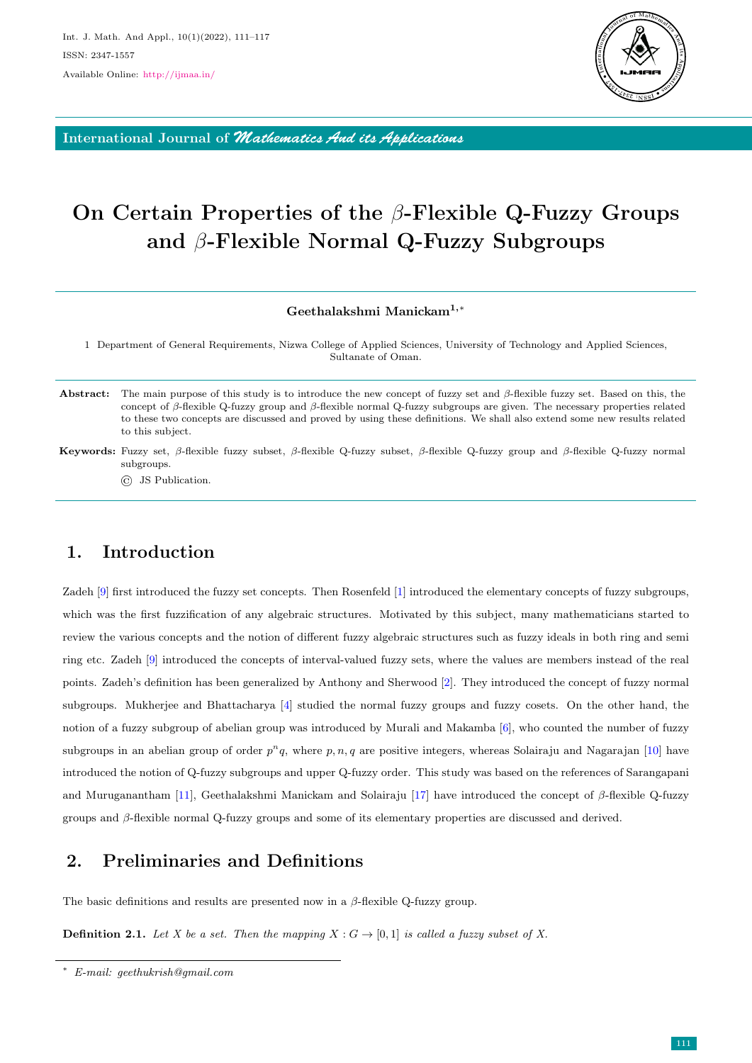# On Certain Properties of the $\beta$-Flexible Q-Fuzzy Groups and $\beta$-Flexible Normal Q-Fuzzy Subgroups

**Geethalakshmi Manickam**[1,*]

1 Department of General Requirements, Nizwa College of Applied Sciences, University of Technology and Applied Sciences, Sultanate of Oman.

**Abstract:** The main purpose of this study is to introduce the new concept of fuzzy set and $\beta$-flexible fuzzy set. Based on this, the concept of $\beta$-flexible Q-fuzzy group and $\beta$-flexible normal Q-fuzzy subgroups are given. The necessary properties related to these two concepts are discussed and proved by using these definitions. We shall also extend some new results related to this subject.

**Keywords:** Fuzzy set, $\beta$-flexible fuzzy subset, $\beta$-flexible Q-fuzzy subset, $\beta$-flexible Q-fuzzy group and $\beta$-flexible Q-fuzzy normal subgroups.

© JS Publication.

## 1. Introduction

Zadeh [9] first introduced the fuzzy set concepts. Then Rosenfeld [1] introduced the elementary concepts of fuzzy subgroups, which was the first fuzzification of any algebraic structures. Motivated by this subject, many mathematicians started to review the various concepts and the notion of different fuzzy algebraic structures such as fuzzy ideals in both ring and semi ring etc. Zadeh [9] introduced the concepts of interval-valued fuzzy sets, where the values are members instead of the real points. Zadeh's definition has been generalized by Anthony and Sherwood [2]. They introduced the concept of fuzzy normal subgroups. Mukherjee and Bhattacharya [4] studied the normal fuzzy groups and fuzzy cosets. On the other hand, the notion of a fuzzy subgroup of abelian group was introduced by Murali and Makamba [6], who counted the number of fuzzy subgroups in an abelian group of order $p^n q$, where $p, n, q$ are positive integers, whereas Solairaju and Nagarajan [10] have introduced the notion of Q-fuzzy subgroups and upper Q-fuzzy order. This study was based on the references of Sarangapani and Muruganantham [11], Geethalakshmi Manickam and Solairaju [17] have introduced the concept of $\beta$-flexible Q-fuzzy groups and $\beta$-flexible normal Q-fuzzy groups and some of its elementary properties are discussed and derived.

## 2. Preliminaries and Definitions

The basic definitions and results are presented now in a $\beta$-flexible Q-fuzzy group.

**Definition 2.1.** *Let $X$ be a set. Then the mapping $X : G \to [0, 1]$ is called a fuzzy subset of $X$.*

[*] *E-mail: geethukrish@gmail.com*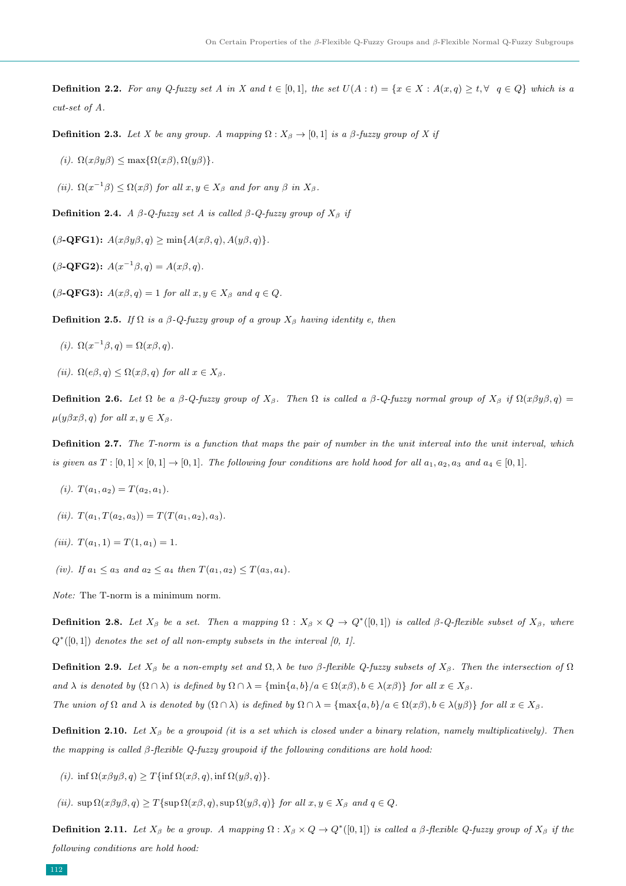**Definition 2.2.** *For any Q-fuzzy set A in X and $t \in [0,1]$, the set $U(A:t) = \{x \in X : A(x,q) \geq t, \forall \ \ q \in Q\}$ which is a cut-set of A.*

**Definition 2.3.** *Let X be any group. A mapping $\Omega : X_\beta \to [0,1]$ is a β-fuzzy group of X if*

*(i).* $\Omega(x\beta y\beta) \leq \max\{\Omega(x\beta), \Omega(y\beta)\}$.

*(ii).* $\Omega(x^{-1}\beta) \leq \Omega(x\beta)$ *for all $x, y \in X_\beta$ and for any β in $X_\beta$.*

**Definition 2.4.** *A β-Q-fuzzy set A is called β-Q-fuzzy group of $X_\beta$ if*

**(β-QFG1):** $A(x\beta y\beta, q) \geq \min\{A(x\beta, q), A(y\beta, q)\}$.

**(β-QFG2):** $A(x^{-1}\beta, q) = A(x\beta, q)$.

**(β-QFG3):** $A(x\beta, q) = 1$ *for all $x, y \in X_\beta$ and $q \in Q$.*

**Definition 2.5.** *If Ω is a β-Q-fuzzy group of a group $X_\beta$ having identity e, then*

*(i).* $\Omega(x^{-1}\beta, q) = \Omega(x\beta, q)$.

*(ii).* $\Omega(e\beta, q) \leq \Omega(x\beta, q)$ *for all $x \in X_\beta$.*

**Definition 2.6.** *Let Ω be a β-Q-fuzzy group of $X_\beta$. Then Ω is called a β-Q-fuzzy normal group of $X_\beta$ if $\Omega(x\beta y\beta, q) = \mu(y\beta x\beta, q)$ for all $x, y \in X_\beta$.*

**Definition 2.7.** *The T-norm is a function that maps the pair of number in the unit interval into the unit interval, which is given as $T : [0,1] \times [0,1] \to [0,1]$. The following four conditions are hold hood for all $a_1, a_2, a_3$ and $a_4 \in [0,1]$.*

*(i).* $T(a_1, a_2) = T(a_2, a_1)$.

*(ii).* $T(a_1, T(a_2, a_3)) = T(T(a_1, a_2), a_3)$.

*(iii).* $T(a_1, 1) = T(1, a_1) = 1$.

*(iv). If $a_1 \leq a_3$ and $a_2 \leq a_4$ then $T(a_1, a_2) \leq T(a_3, a_4)$.*

*Note:* The T-norm is a minimum norm.

**Definition 2.8.** *Let $X_\beta$ be a set. Then a mapping $\Omega : X_\beta \times Q \to Q^*([0,1])$ is called β-Q-flexible subset of $X_\beta$, where $Q^*([0,1])$ denotes the set of all non-empty subsets in the interval [0, 1].*

**Definition 2.9.** *Let $X_\beta$ be a non-empty set and Ω, λ be two β-flexible Q-fuzzy subsets of $X_\beta$. Then the intersection of Ω and λ is denoted by $(\Omega \cap \lambda)$ is defined by $\Omega \cap \lambda = \{\min\{a, b\}/a \in \Omega(x\beta), b \in \lambda(x\beta)\}$ for all $x \in X_\beta$.*
*The union of Ω and λ is denoted by $(\Omega \cap \lambda)$ is defined by $\Omega \cap \lambda = \{\max\{a, b\}/a \in \Omega(x\beta), b \in \lambda(y\beta)\}$ for all $x \in X_\beta$.*

**Definition 2.10.** *Let $X_\beta$ be a groupoid (it is a set which is closed under a binary relation, namely multiplicatively). Then the mapping is called β-flexible Q-fuzzy groupoid if the following conditions are hold hood:*

*(i).* $\inf \Omega(x\beta y\beta, q) \geq T\{\inf \Omega(x\beta, q), \inf \Omega(y\beta, q)\}$.

*(ii).* $\sup \Omega(x\beta y\beta, q) \geq T\{\sup \Omega(x\beta, q), \sup \Omega(y\beta, q)\}$ *for all $x, y \in X_\beta$ and $q \in Q$.*

**Definition 2.11.** *Let $X_\beta$ be a group. A mapping $\Omega : X_\beta \times Q \to Q^*([0,1])$ is called a β-flexible Q-fuzzy group of $X_\beta$ if the following conditions are hold hood:*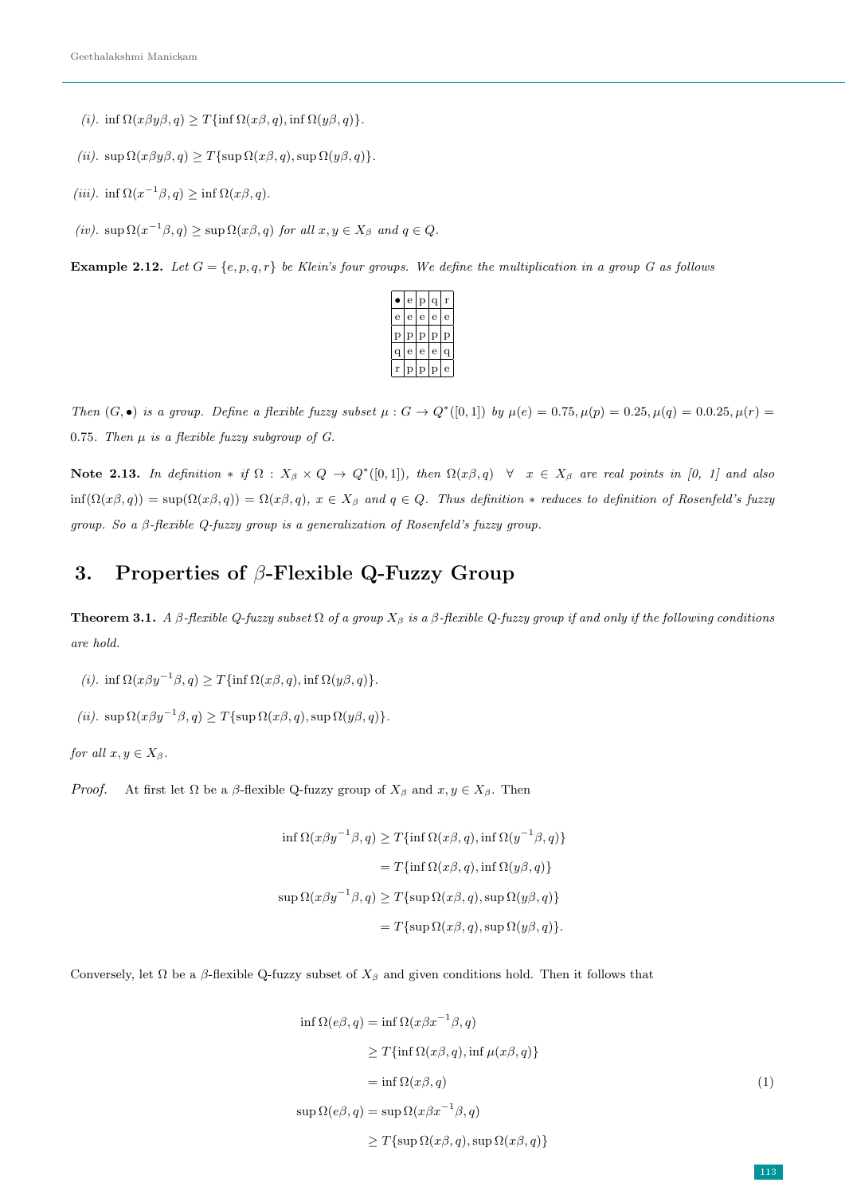*(i).* $\inf \Omega(x\beta y\beta, q) \geq T\{\inf \Omega(x\beta, q), \inf \Omega(y\beta, q)\}$.

*(ii).* $\sup \Omega(x\beta y\beta, q) \geq T\{\sup \Omega(x\beta, q), \sup \Omega(y\beta, q)\}$.

*(iii).* $\inf \Omega(x^{-1}\beta, q) \geq \inf \Omega(x\beta, q)$.

*(iv).* $\sup \Omega(x^{-1}\beta, q) \geq \sup \Omega(x\beta, q)$ *for all* $x, y \in X_\beta$ *and* $q \in Q$.

**Example 2.12.** *Let $G = \{e, p, q, r\}$ be Klein's four groups. We define the multiplication in a group $G$ as follows*

| $\bullet$ | e | p | q | r |
|---|---|---|---|---|
| e | e | e | e | e |
| p | p | p | p | p |
| q | e | e | e | q |
| r | p | p | p | e |

*Then $(G, \bullet)$ is a group. Define a flexible fuzzy subset $\mu : G \to Q^*([0,1])$ by $\mu(e) = 0.75, \mu(p) = 0.25, \mu(q) = 0.0.25, \mu(r) = 0.75$. Then $\mu$ is a flexible fuzzy subgroup of $G$.*

**Note 2.13.** *In definition $*$ if $\Omega : X_\beta \times Q \to Q^*([0,1])$, then $\Omega(x\beta, q) \quad \forall \quad x \in X_\beta$ are real points in [0, 1] and also $\inf(\Omega(x\beta, q)) = \sup(\Omega(x\beta, q)) = \Omega(x\beta, q)$, $x \in X_\beta$ and $q \in Q$. Thus definition $*$ reduces to definition of Rosenfeld's fuzzy group. So a $\beta$-flexible Q-fuzzy group is a generalization of Rosenfeld's fuzzy group.*

## 3. Properties of $\beta$-Flexible Q-Fuzzy Group

**Theorem 3.1.** *A $\beta$-flexible Q-fuzzy subset $\Omega$ of a group $X_\beta$ is a $\beta$-flexible Q-fuzzy group if and only if the following conditions are hold.*

*(i).* $\inf \Omega(x\beta y^{-1}\beta, q) \geq T\{\inf \Omega(x\beta, q), \inf \Omega(y\beta, q)\}$.

*(ii).* $\sup \Omega(x\beta y^{-1}\beta, q) \geq T\{\sup \Omega(x\beta, q), \sup \Omega(y\beta, q)\}$.

*for all* $x, y \in X_\beta$.

*Proof.* At first let $\Omega$ be a $\beta$-flexible Q-fuzzy group of $X_\beta$ and $x, y \in X_\beta$. Then

$$\begin{aligned}
\inf \Omega(x\beta y^{-1}\beta, q) &\geq T\{\inf \Omega(x\beta, q), \inf \Omega(y^{-1}\beta, q)\} \\
&= T\{\inf \Omega(x\beta, q), \inf \Omega(y\beta, q)\} \\
\sup \Omega(x\beta y^{-1}\beta, q) &\geq T\{\sup \Omega(x\beta, q), \sup \Omega(y\beta, q)\} \\
&= T\{\sup \Omega(x\beta, q), \sup \Omega(y\beta, q)\}.
\end{aligned}$$

Conversely, let $\Omega$ be a $\beta$-flexible Q-fuzzy subset of $X_\beta$ and given conditions hold. Then it follows that

$$\begin{aligned}
\inf \Omega(e\beta, q) &= \inf \Omega(x\beta x^{-1}\beta, q) \\
&\geq T\{\inf \Omega(x\beta, q), \inf \mu(x\beta, q)\} \\
&= \inf \Omega(x\beta, q) \qquad (1) \\
\sup \Omega(e\beta, q) &= \sup \Omega(x\beta x^{-1}\beta, q) \\
&\geq T\{\sup \Omega(x\beta, q), \sup \Omega(x\beta, q)\}
\end{aligned}$$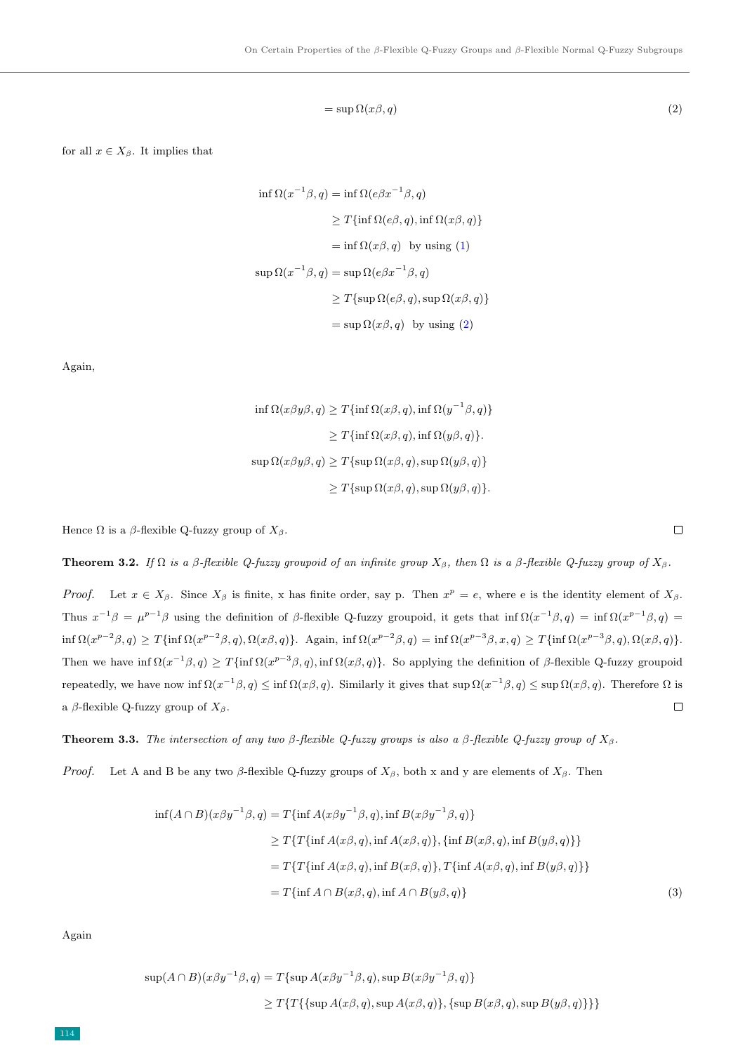$$= \sup \Omega(x\beta, q) \tag{2}$$

for all $x \in X_\beta$. It implies that

$$\begin{aligned}
\inf \Omega(x^{-1}\beta, q) &= \inf \Omega(e\beta x^{-1}\beta, q) \\
&\geq T\{\inf \Omega(e\beta, q), \inf \Omega(x\beta, q)\} \\
&= \inf \Omega(x\beta, q) \quad \text{by using (1)} \\
\sup \Omega(x^{-1}\beta, q) &= \sup \Omega(e\beta x^{-1}\beta, q) \\
&\geq T\{\sup \Omega(e\beta, q), \sup \Omega(x\beta, q)\} \\
&= \sup \Omega(x\beta, q) \quad \text{by using (2)}
\end{aligned}$$

Again,

$$\begin{aligned}
\inf \Omega(x\beta y\beta, q) &\geq T\{\inf \Omega(x\beta, q), \inf \Omega(y^{-1}\beta, q)\} \\
&\geq T\{\inf \Omega(x\beta, q), \inf \Omega(y\beta, q)\}. \\
\sup \Omega(x\beta y\beta, q) &\geq T\{\sup \Omega(x\beta, q), \sup \Omega(y\beta, q)\} \\
&\geq T\{\sup \Omega(x\beta, q), \sup \Omega(y\beta, q)\}.
\end{aligned}$$

Hence $\Omega$ is a $\beta$-flexible Q-fuzzy group of $X_\beta$. □

**Theorem 3.2.** *If $\Omega$ is a $\beta$-flexible Q-fuzzy groupoid of an infinite group $X_\beta$, then $\Omega$ is a $\beta$-flexible Q-fuzzy group of $X_\beta$.*

*Proof.* Let $x \in X_\beta$. Since $X_\beta$ is finite, x has finite order, say p. Then $x^p = e$, where e is the identity element of $X_\beta$. Thus $x^{-1}\beta = \mu^{p-1}\beta$ using the definition of $\beta$-flexible Q-fuzzy groupoid, it gets that $\inf \Omega(x^{-1}\beta, q) = \inf \Omega(x^{p-1}\beta, q) = \inf \Omega(x^{p-2}\beta, q) \geq T\{\inf \Omega(x^{p-2}\beta, q), \Omega(x\beta, q)\}$. Again, $\inf \Omega(x^{p-2}\beta, q) = \inf \Omega(x^{p-3}\beta, x, q) \geq T\{\inf \Omega(x^{p-3}\beta, q), \Omega(x\beta, q)\}$. Then we have $\inf \Omega(x^{-1}\beta, q) \geq T\{\inf \Omega(x^{p-3}\beta, q), \inf \Omega(x\beta, q)\}$. So applying the definition of $\beta$-flexible Q-fuzzy groupoid repeatedly, we have now $\inf \Omega(x^{-1}\beta, q) \leq \inf \Omega(x\beta, q)$. Similarly it gives that $\sup \Omega(x^{-1}\beta, q) \leq \sup \Omega(x\beta, q)$. Therefore $\Omega$ is a $\beta$-flexible Q-fuzzy group of $X_\beta$. □

**Theorem 3.3.** *The intersection of any two $\beta$-flexible Q-fuzzy groups is also a $\beta$-flexible Q-fuzzy group of $X_\beta$.*

*Proof.* Let A and B be any two $\beta$-flexible Q-fuzzy groups of $X_\beta$, both x and y are elements of $X_\beta$. Then

$$\begin{aligned}
\inf (A \cap B)(x\beta y^{-1}\beta, q) &= T\{\inf A(x\beta y^{-1}\beta, q), \inf B(x\beta y^{-1}\beta, q)\} \\
&\geq T\{T\{\inf A(x\beta, q), \inf A(x\beta, q)\}, \{\inf B(x\beta, q), \inf B(y\beta, q)\}\} \\
&= T\{T\{\inf A(x\beta, q), \inf B(x\beta, q)\}, T\{\inf A(x\beta, q), \inf B(y\beta, q)\}\} \\
&= T\{\inf A \cap B(x\beta, q), \inf A \cap B(y\beta, q)\}
\end{aligned} \tag{3}$$

Again

$$\begin{aligned}
\sup (A \cap B)(x\beta y^{-1}\beta, q) &= T\{\sup A(x\beta y^{-1}\beta, q), \sup B(x\beta y^{-1}\beta, q)\} \\
&\geq T\{T\{\{\sup A(x\beta, q), \sup A(x\beta, q)\}, \{\sup B(x\beta, q), \sup B(y\beta, q)\}\}\}
\end{aligned}$$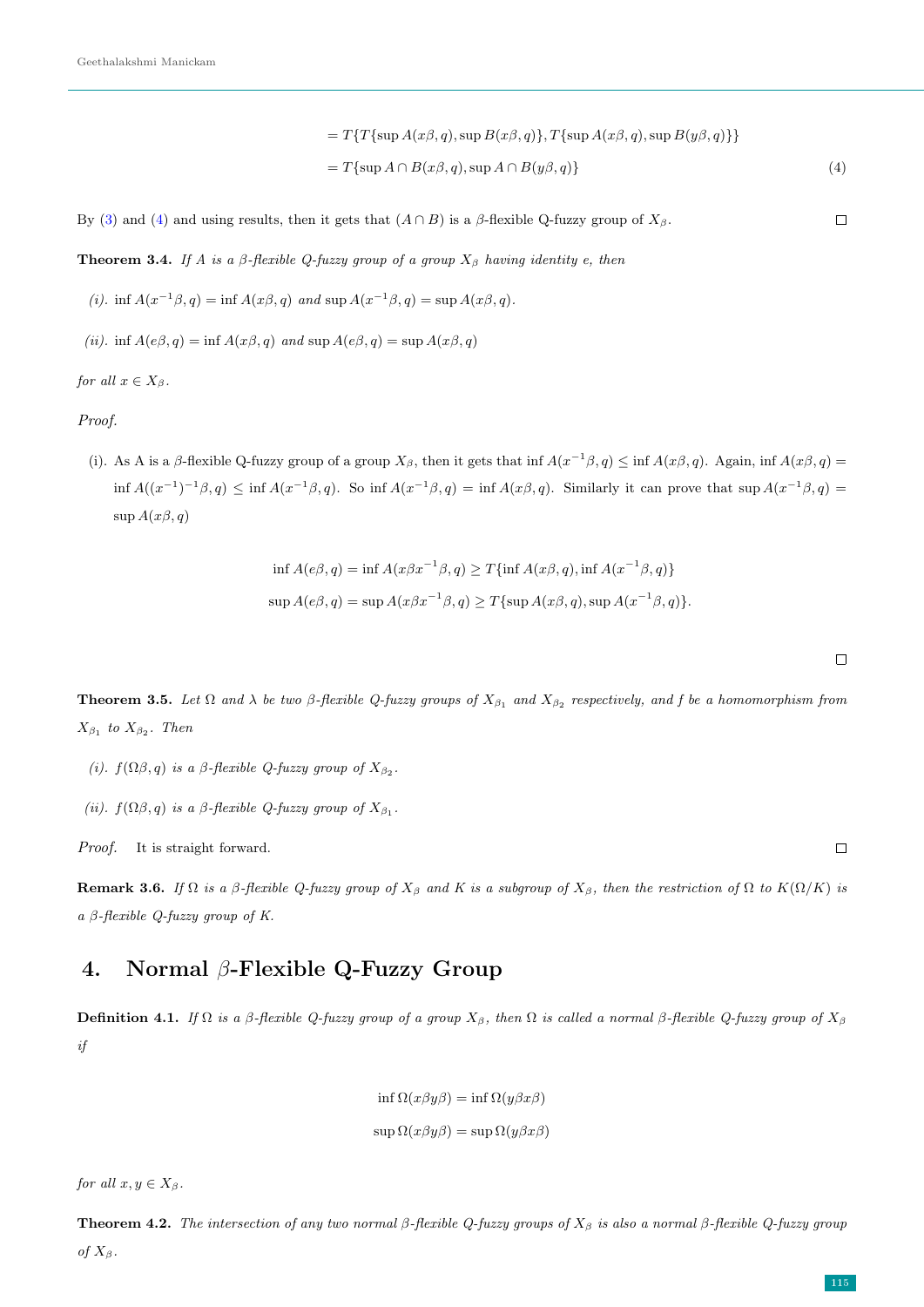$$= T\{T\{\sup A(x\beta,q), \sup B(x\beta,q)\}, T\{\sup A(x\beta,q), \sup B(y\beta,q)\}\}$$

$$= T\{\sup A \cap B(x\beta,q), \sup A \cap B(y\beta,q)\} \tag{4}$$

By (3) and (4) and using results, then it gets that $(A \cap B)$ is a $\beta$-flexible Q-fuzzy group of $X_\beta$. □

**Theorem 3.4.** *If $A$ is a $\beta$-flexible Q-fuzzy group of a group $X_\beta$ having identity $e$, then*

*(i). $\inf A(x^{-1}\beta,q) = \inf A(x\beta,q)$ and $\sup A(x^{-1}\beta,q) = \sup A(x\beta,q)$.*

*(ii). $\inf A(e\beta,q) = \inf A(x\beta,q)$ and $\sup A(e\beta,q) = \sup A(x\beta,q)$*

*for all $x \in X_\beta$.*

*Proof.*

(i). As A is a $\beta$-flexible Q-fuzzy group of a group $X_\beta$, then it gets that $\inf A(x^{-1}\beta,q) \leq \inf A(x\beta,q)$. Again, $\inf A(x\beta,q) = \inf A((x^{-1})^{-1}\beta,q) \leq \inf A(x^{-1}\beta,q)$. So $\inf A(x^{-1}\beta,q) = \inf A(x\beta,q)$. Similarly it can prove that $\sup A(x^{-1}\beta,q) = \sup A(x\beta,q)$

$$\inf A(e\beta,q) = \inf A(x\beta x^{-1}\beta,q) \geq T\{\inf A(x\beta,q), \inf A(x^{-1}\beta,q)\}$$

$$\sup A(e\beta,q) = \sup A(x\beta x^{-1}\beta,q) \geq T\{\sup A(x\beta,q), \sup A(x^{-1}\beta,q)\}.$$

□

**Theorem 3.5.** *Let $\Omega$ and $\lambda$ be two $\beta$-flexible Q-fuzzy groups of $X_{\beta_1}$ and $X_{\beta_2}$ respectively, and $f$ be a homomorphism from $X_{\beta_1}$ to $X_{\beta_2}$. Then*

*(i). $f(\Omega\beta,q)$ is a $\beta$-flexible Q-fuzzy group of $X_{\beta_2}$.*

*(ii). $f(\Omega\beta,q)$ is a $\beta$-flexible Q-fuzzy group of $X_{\beta_1}$.*

*Proof.* It is straight forward. □

**Remark 3.6.** *If $\Omega$ is a $\beta$-flexible Q-fuzzy group of $X_\beta$ and $K$ is a subgroup of $X_\beta$, then the restriction of $\Omega$ to $K(\Omega/K)$ is a $\beta$-flexible Q-fuzzy group of $K$.*

# 4. Normal $\beta$-Flexible Q-Fuzzy Group

**Definition 4.1.** *If $\Omega$ is a $\beta$-flexible Q-fuzzy group of a group $X_\beta$, then $\Omega$ is called a normal $\beta$-flexible Q-fuzzy group of $X_\beta$ if*

$$\inf \Omega(x\beta y\beta) = \inf \Omega(y\beta x\beta)$$

$$\sup \Omega(x\beta y\beta) = \sup \Omega(y\beta x\beta)$$

*for all $x, y \in X_\beta$.*

**Theorem 4.2.** *The intersection of any two normal $\beta$-flexible Q-fuzzy groups of $X_\beta$ is also a normal $\beta$-flexible Q-fuzzy group of $X_\beta$.*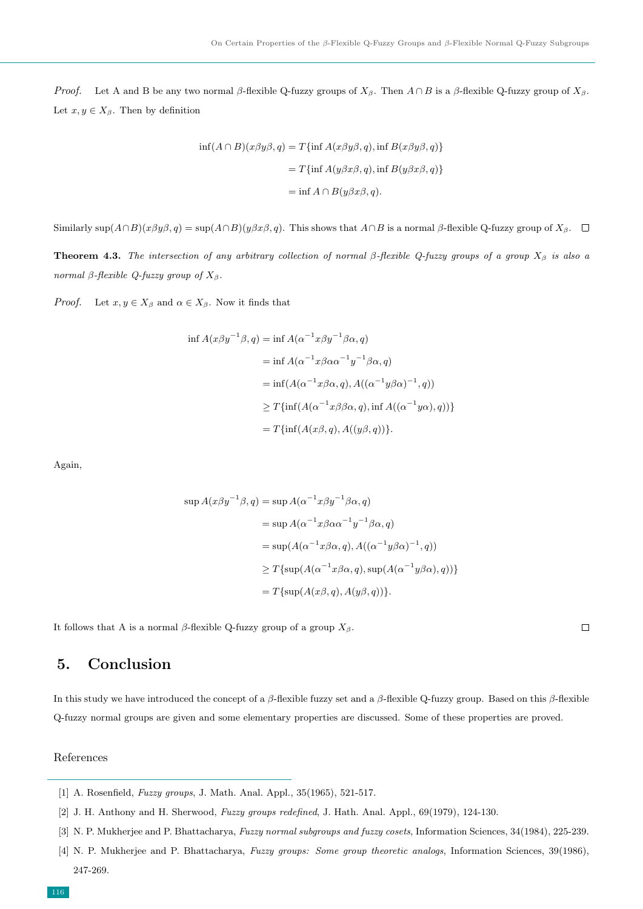*Proof.* Let A and B be any two normal $\beta$-flexible Q-fuzzy groups of $X_\beta$. Then $A \cap B$ is a $\beta$-flexible Q-fuzzy group of $X_\beta$. Let $x, y \in X_\beta$. Then by definition

$$\begin{aligned}
\inf(A \cap B)(x\beta y\beta, q) &= T\{\inf A(x\beta y\beta, q), \inf B(x\beta y\beta, q)\} \\
&= T\{\inf A(y\beta x\beta, q), \inf B(y\beta x\beta, q)\} \\
&= \inf A \cap B(y\beta x\beta, q).
\end{aligned}$$

Similarly $\sup(A \cap B)(x\beta y\beta, q) = \sup(A \cap B)(y\beta x\beta, q)$. This shows that $A \cap B$ is a normal $\beta$-flexible Q-fuzzy group of $X_\beta$. □

**Theorem 4.3.** *The intersection of any arbitrary collection of normal $\beta$-flexible Q-fuzzy groups of a group $X_\beta$ is also a normal $\beta$-flexible Q-fuzzy group of $X_\beta$.*

*Proof.* Let $x, y \in X_\beta$ and $\alpha \in X_\beta$. Now it finds that

$$\begin{aligned}
\inf A(x\beta y^{-1}\beta, q) &= \inf A(\alpha^{-1} x\beta y^{-1}\beta\alpha, q) \\
&= \inf A(\alpha^{-1} x\beta\alpha\alpha^{-1} y^{-1}\beta\alpha, q) \\
&= \inf(A(\alpha^{-1} x\beta\alpha, q), A((\alpha^{-1} y\beta\alpha)^{-1}, q)) \\
&\geq T\{\inf(A(\alpha^{-1} x\beta\beta\alpha, q), \inf A((\alpha^{-1} y\alpha), q))\} \\
&= T\{\inf(A(x\beta, q), A((y\beta, q))\}.
\end{aligned}$$

Again,

$$\begin{aligned}
\sup A(x\beta y^{-1}\beta, q) &= \sup A(\alpha^{-1} x\beta y^{-1}\beta\alpha, q) \\
&= \sup A(\alpha^{-1} x\beta\alpha\alpha^{-1} y^{-1}\beta\alpha, q) \\
&= \sup(A(\alpha^{-1} x\beta\alpha, q), A((\alpha^{-1} y\beta\alpha)^{-1}, q)) \\
&\geq T\{\sup(A(\alpha^{-1} x\beta\alpha, q), \sup(A(\alpha^{-1} y\beta\alpha), q))\} \\
&= T\{\sup(A(x\beta, q), A(y\beta, q))\}.
\end{aligned}$$

It follows that A is a normal $\beta$-flexible Q-fuzzy group of a group $X_\beta$. □

## 5. Conclusion

In this study we have introduced the concept of a $\beta$-flexible fuzzy set and a $\beta$-flexible Q-fuzzy group. Based on this $\beta$-flexible Q-fuzzy normal groups are given and some elementary properties are discussed. Some of these properties are proved.

## References

[1] A. Rosenfield, *Fuzzy groups*, J. Math. Anal. Appl., 35(1965), 521-517.

[2] J. H. Anthony and H. Sherwood, *Fuzzy groups redefined*, J. Hath. Anal. Appl., 69(1979), 124-130.

[3] N. P. Mukherjee and P. Bhattacharya, *Fuzzy normal subgroups and fuzzy cosets*, Information Sciences, 34(1984), 225-239.

[4] N. P. Mukherjee and P. Bhattacharya, *Fuzzy groups: Some group theoretic analogs*, Information Sciences, 39(1986), 247-269.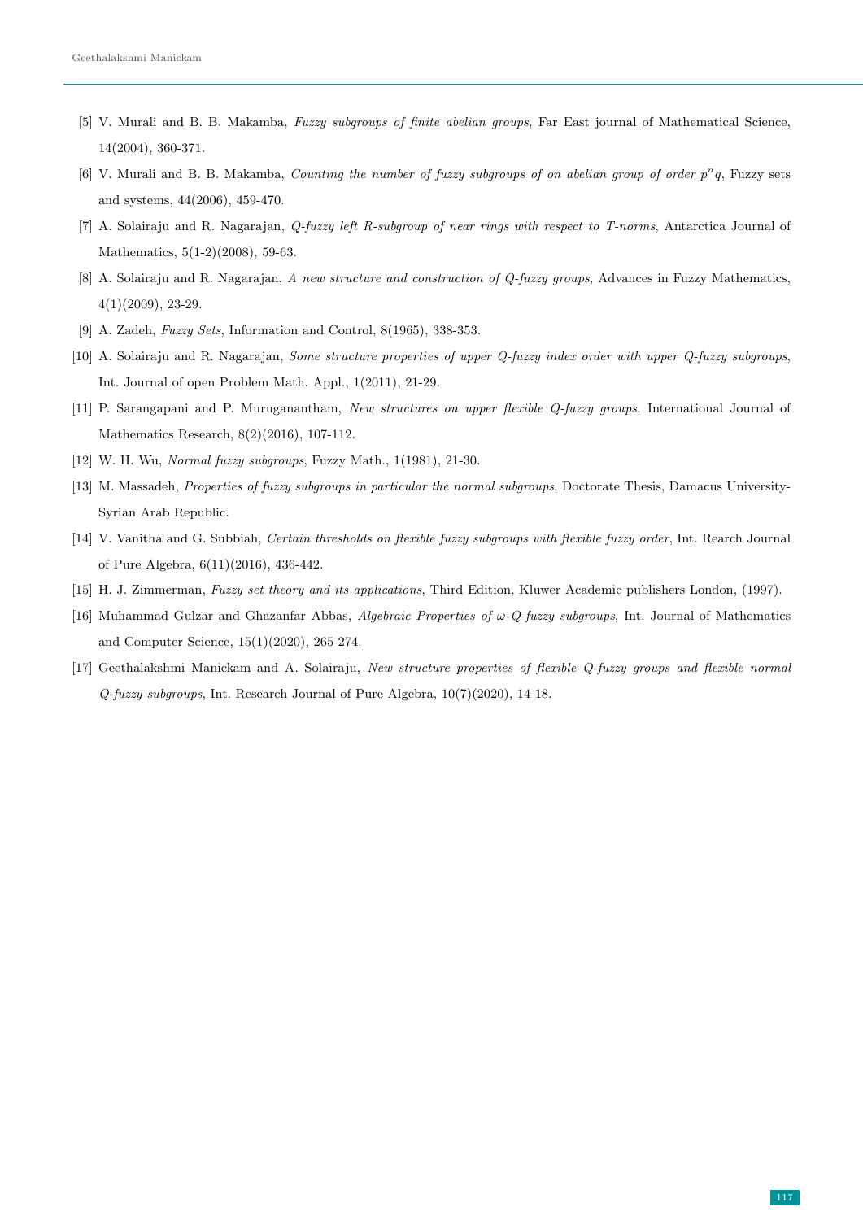[5] V. Murali and B. B. Makamba, *Fuzzy subgroups of finite abelian groups*, Far East journal of Mathematical Science, 14(2004), 360-371.

[6] V. Murali and B. B. Makamba, *Counting the number of fuzzy subgroups of on abelian group of order $p^n q$*, Fuzzy sets and systems, 44(2006), 459-470.

[7] A. Solairaju and R. Nagarajan, *Q-fuzzy left R-subgroup of near rings with respect to T-norms*, Antarctica Journal of Mathematics, 5(1-2)(2008), 59-63.

[8] A. Solairaju and R. Nagarajan, *A new structure and construction of Q-fuzzy groups*, Advances in Fuzzy Mathematics, 4(1)(2009), 23-29.

[9] A. Zadeh, *Fuzzy Sets*, Information and Control, 8(1965), 338-353.

[10] A. Solairaju and R. Nagarajan, *Some structure properties of upper Q-fuzzy index order with upper Q-fuzzy subgroups*, Int. Journal of open Problem Math. Appl., 1(2011), 21-29.

[11] P. Sarangapani and P. Muruganantham, *New structures on upper flexible Q-fuzzy groups*, International Journal of Mathematics Research, 8(2)(2016), 107-112.

[12] W. H. Wu, *Normal fuzzy subgroups*, Fuzzy Math., 1(1981), 21-30.

[13] M. Massadeh, *Properties of fuzzy subgroups in particular the normal subgroups*, Doctorate Thesis, Damacus University-Syrian Arab Republic.

[14] V. Vanitha and G. Subbiah, *Certain thresholds on flexible fuzzy subgroups with flexible fuzzy order*, Int. Rearch Journal of Pure Algebra, 6(11)(2016), 436-442.

[15] H. J. Zimmerman, *Fuzzy set theory and its applications*, Third Edition, Kluwer Academic publishers London, (1997).

[16] Muhammad Gulzar and Ghazanfar Abbas, *Algebraic Properties of $\omega$-Q-fuzzy subgroups*, Int. Journal of Mathematics and Computer Science, 15(1)(2020), 265-274.

[17] Geethalakshmi Manickam and A. Solairaju, *New structure properties of flexible Q-fuzzy groups and flexible normal Q-fuzzy subgroups*, Int. Research Journal of Pure Algebra, 10(7)(2020), 14-18.